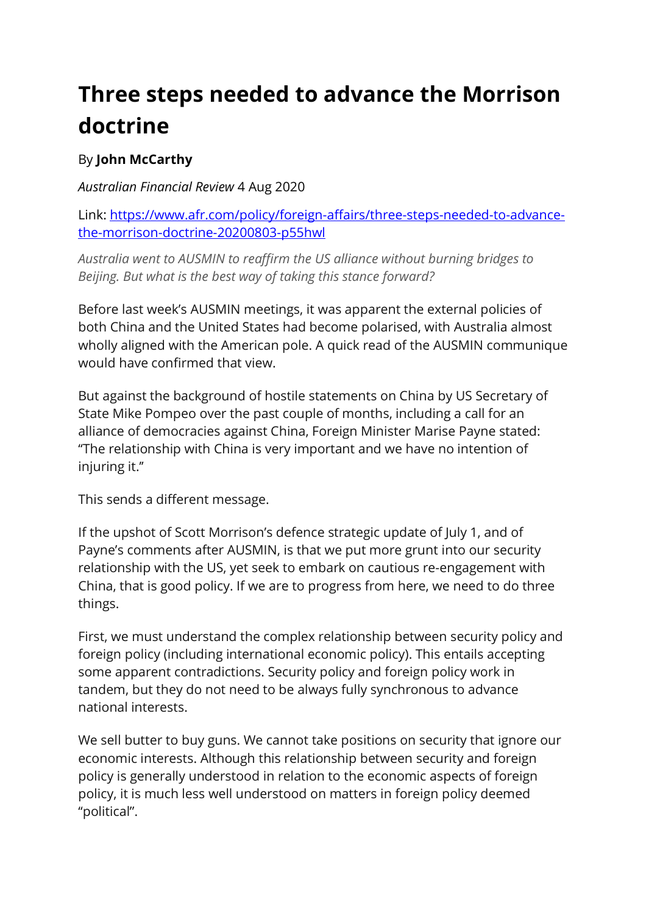# Three steps needed to advance the Morrison doctrine

By **John McCarthy**

*Australian Financial Review* 4 Aug 2020

Link: [https://www.afr.com/policy/foreign-affairs/three-steps-needed-to-advance-the-morrison-doctrine-20200803-p55hwl](https://www.afr.com/policy/foreign-affairs/three-steps-needed-to-advance-the-morrison-doctrine-20200803-p55hwl)

*Australia went to AUSMIN to reaffirm the US alliance without burning bridges to Beijing. But what is the best way of taking this stance forward?*

Before last week's AUSMIN meetings, it was apparent the external policies of both China and the United States had become polarised, with Australia almost wholly aligned with the American pole. A quick read of the AUSMIN communique would have confirmed that view.

But against the background of hostile statements on China by US Secretary of State Mike Pompeo over the past couple of months, including a call for an alliance of democracies against China, Foreign Minister Marise Payne stated: "The relationship with China is very important and we have no intention of injuring it."

This sends a different message.

If the upshot of Scott Morrison's defence strategic update of July 1, and of Payne's comments after AUSMIN, is that we put more grunt into our security relationship with the US, yet seek to embark on cautious re-engagement with China, that is good policy. If we are to progress from here, we need to do three things.

First, we must understand the complex relationship between security policy and foreign policy (including international economic policy). This entails accepting some apparent contradictions. Security policy and foreign policy work in tandem, but they do not need to be always fully synchronous to advance national interests.

We sell butter to buy guns. We cannot take positions on security that ignore our economic interests. Although this relationship between security and foreign policy is generally understood in relation to the economic aspects of foreign policy, it is much less well understood on matters in foreign policy deemed "political".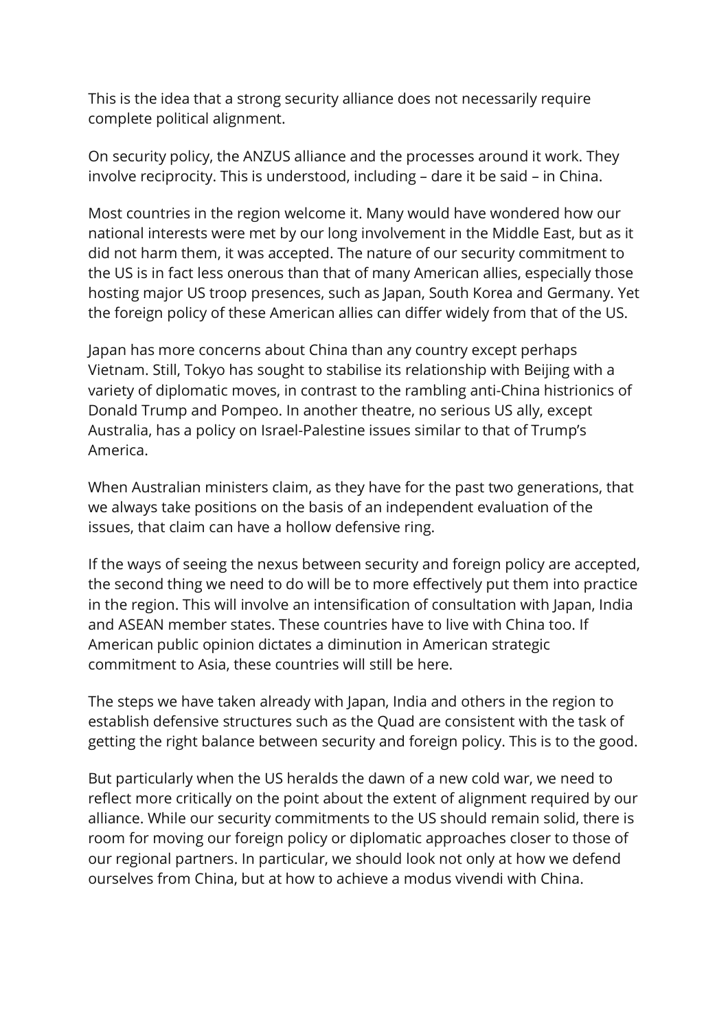This is the idea that a strong security alliance does not necessarily require complete political alignment.

On security policy, the ANZUS alliance and the processes around it work. They involve reciprocity. This is understood, including – dare it be said – in China.

Most countries in the region welcome it. Many would have wondered how our national interests were met by our long involvement in the Middle East, but as it did not harm them, it was accepted. The nature of our security commitment to the US is in fact less onerous than that of many American allies, especially those hosting major US troop presences, such as Japan, South Korea and Germany. Yet the foreign policy of these American allies can differ widely from that of the US.

Japan has more concerns about China than any country except perhaps Vietnam. Still, Tokyo has sought to stabilise its relationship with Beijing with a variety of diplomatic moves, in contrast to the rambling anti-China histrionics of Donald Trump and Pompeo. In another theatre, no serious US ally, except Australia, has a policy on Israel-Palestine issues similar to that of Trump's America.

When Australian ministers claim, as they have for the past two generations, that we always take positions on the basis of an independent evaluation of the issues, that claim can have a hollow defensive ring.

If the ways of seeing the nexus between security and foreign policy are accepted, the second thing we need to do will be to more effectively put them into practice in the region. This will involve an intensification of consultation with Japan, India and ASEAN member states. These countries have to live with China too. If American public opinion dictates a diminution in American strategic commitment to Asia, these countries will still be here.

The steps we have taken already with Japan, India and others in the region to establish defensive structures such as the Quad are consistent with the task of getting the right balance between security and foreign policy. This is to the good.

But particularly when the US heralds the dawn of a new cold war, we need to reflect more critically on the point about the extent of alignment required by our alliance. While our security commitments to the US should remain solid, there is room for moving our foreign policy or diplomatic approaches closer to those of our regional partners. In particular, we should look not only at how we defend ourselves from China, but at how to achieve a modus vivendi with China.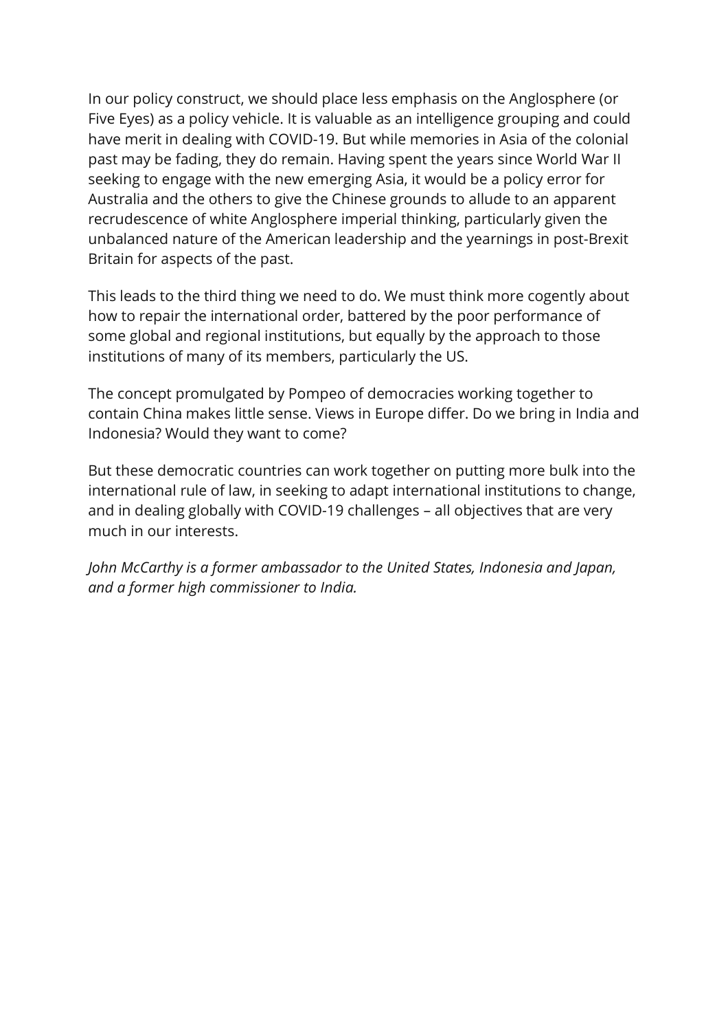In our policy construct, we should place less emphasis on the Anglosphere (or Five Eyes) as a policy vehicle. It is valuable as an intelligence grouping and could have merit in dealing with COVID-19. But while memories in Asia of the colonial past may be fading, they do remain. Having spent the years since World War II seeking to engage with the new emerging Asia, it would be a policy error for Australia and the others to give the Chinese grounds to allude to an apparent recrudescence of white Anglosphere imperial thinking, particularly given the unbalanced nature of the American leadership and the yearnings in post-Brexit Britain for aspects of the past.

This leads to the third thing we need to do. We must think more cogently about how to repair the international order, battered by the poor performance of some global and regional institutions, but equally by the approach to those institutions of many of its members, particularly the US.

The concept promulgated by Pompeo of democracies working together to contain China makes little sense. Views in Europe differ. Do we bring in India and Indonesia? Would they want to come?

But these democratic countries can work together on putting more bulk into the international rule of law, in seeking to adapt international institutions to change, and in dealing globally with COVID-19 challenges – all objectives that are very much in our interests.

*John McCarthy is a former ambassador to the United States, Indonesia and Japan, and a former high commissioner to India.*